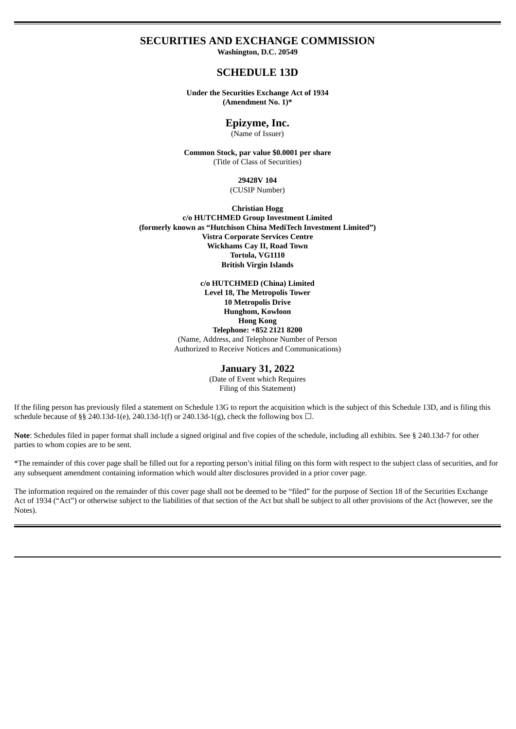# SECURITIES AND EXCHANGE COMMISSION

**Washington, D.C. 20549**

## SCHEDULE 13D

**Under the Securities Exchange Act of 1934**
**(Amendment No. 1)***

## Epizyme, Inc.

(Name of Issuer)

**Common Stock, par value $0.0001 per share**
(Title of Class of Securities)

**29428V 104**
(CUSIP Number)

**Christian Hogg**
**c/o HUTCHMED Group Investment Limited**
**(formerly known as "Hutchison China MediTech Investment Limited")**
**Vistra Corporate Services Centre**
**Wickhams Cay II, Road Town**
**Tortola, VG1110**
**British Virgin Islands**

**c/o HUTCHMED (China) Limited**
**Level 18, The Metropolis Tower**
**10 Metropolis Drive**
**Hunghom, Kowloon**
**Hong Kong**
**Telephone: +852 2121 8200**
(Name, Address, and Telephone Number of Person
Authorized to Receive Notices and Communications)

**January 31, 2022**
(Date of Event which Requires
Filing of this Statement)

If the filing person has previously filed a statement on Schedule 13G to report the acquisition which is the subject of this Schedule 13D, and is filing this schedule because of §§ 240.13d-1(e), 240.13d-1(f) or 240.13d-1(g), check the following box ☐.

**Note**: Schedules filed in paper format shall include a signed original and five copies of the schedule, including all exhibits. See § 240.13d-7 for other parties to whom copies are to be sent.

*The remainder of this cover page shall be filled out for a reporting person's initial filing on this form with respect to the subject class of securities, and for any subsequent amendment containing information which would alter disclosures provided in a prior cover page.

The information required on the remainder of this cover page shall not be deemed to be "filed" for the purpose of Section 18 of the Securities Exchange Act of 1934 ("Act") or otherwise subject to the liabilities of that section of the Act but shall be subject to all other provisions of the Act (however, see the Notes).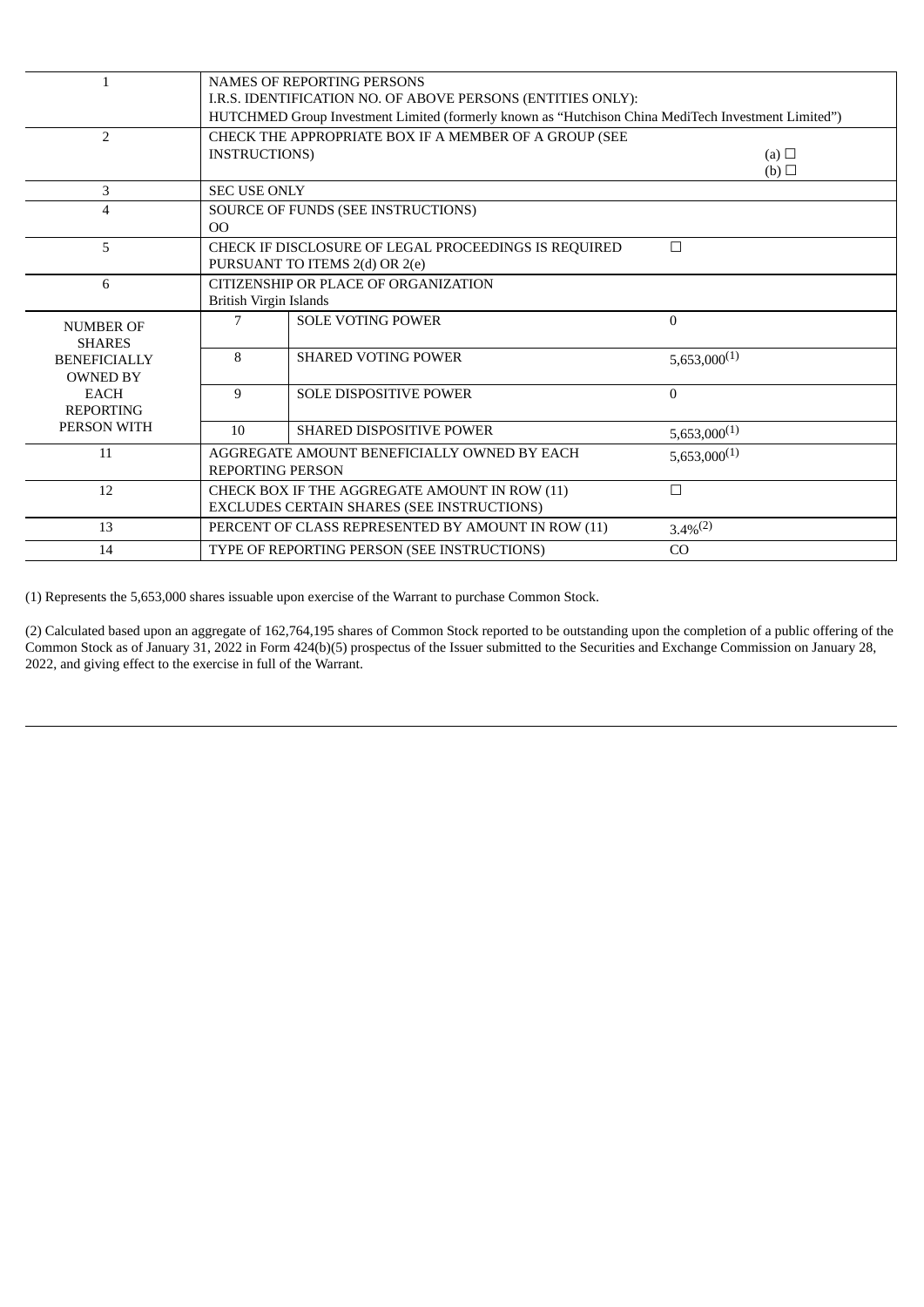| 1 | NAMES OF REPORTING PERSONS<br>I.R.S. IDENTIFICATION NO. OF ABOVE PERSONS (ENTITIES ONLY):<br>HUTCHMED Group Investment Limited (formerly known as "Hutchison China MediTech Investment Limited") | | |
|---|---|---|---|
| 2 | CHECK THE APPROPRIATE BOX IF A MEMBER OF A GROUP (SEE INSTRUCTIONS) | | (a) ☐<br>(b) ☐ |
| 3 | SEC USE ONLY | | |
| 4 | SOURCE OF FUNDS (SEE INSTRUCTIONS)<br>OO | | |
| 5 | CHECK IF DISCLOSURE OF LEGAL PROCEEDINGS IS REQUIRED PURSUANT TO ITEMS 2(d) OR 2(e) | | ☐ |
| 6 | CITIZENSHIP OR PLACE OF ORGANIZATION<br>British Virgin Islands | | |
| NUMBER OF SHARES BENEFICIALLY OWNED BY EACH REPORTING PERSON WITH | 7 | SOLE VOTING POWER | 0 |
| | 8 | SHARED VOTING POWER | 5,653,000(1) |
| | 9 | SOLE DISPOSITIVE POWER | 0 |
| | 10 | SHARED DISPOSITIVE POWER | 5,653,000(1) |
| 11 | AGGREGATE AMOUNT BENEFICIALLY OWNED BY EACH REPORTING PERSON | | 5,653,000(1) |
| 12 | CHECK BOX IF THE AGGREGATE AMOUNT IN ROW (11) EXCLUDES CERTAIN SHARES (SEE INSTRUCTIONS) | | ☐ |
| 13 | PERCENT OF CLASS REPRESENTED BY AMOUNT IN ROW (11) | | 3.4%(2) |
| 14 | TYPE OF REPORTING PERSON (SEE INSTRUCTIONS) | | CO |

(1) Represents the 5,653,000 shares issuable upon exercise of the Warrant to purchase Common Stock.

(2) Calculated based upon an aggregate of 162,764,195 shares of Common Stock reported to be outstanding upon the completion of a public offering of the Common Stock as of January 31, 2022 in Form 424(b)(5) prospectus of the Issuer submitted to the Securities and Exchange Commission on January 28, 2022, and giving effect to the exercise in full of the Warrant.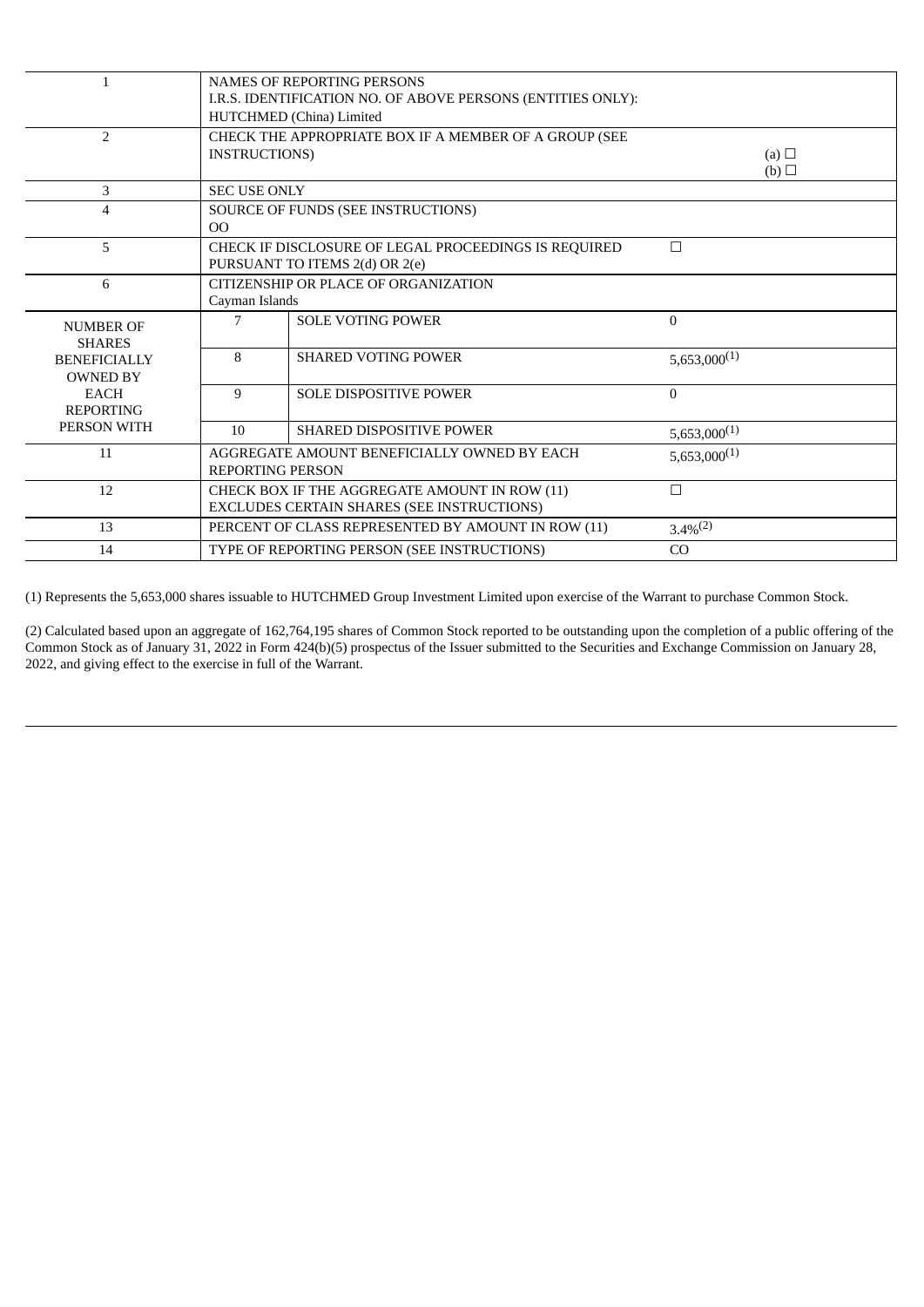| | | | |
|---|---|---|---|
| 1 | NAMES OF REPORTING PERSONS<br>I.R.S. IDENTIFICATION NO. OF ABOVE PERSONS (ENTITIES ONLY):<br>HUTCHMED (China) Limited | | |
| 2 | CHECK THE APPROPRIATE BOX IF A MEMBER OF A GROUP (SEE INSTRUCTIONS) | | (a) ☐<br>(b) ☐ |
| 3 | SEC USE ONLY | | |
| 4 | SOURCE OF FUNDS (SEE INSTRUCTIONS)<br>OO | | |
| 5 | CHECK IF DISCLOSURE OF LEGAL PROCEEDINGS IS REQUIRED PURSUANT TO ITEMS 2(d) OR 2(e) | | ☐ |
| 6 | CITIZENSHIP OR PLACE OF ORGANIZATION<br>Cayman Islands | | |
| NUMBER OF SHARES BENEFICIALLY OWNED BY EACH REPORTING PERSON WITH | 7 | SOLE VOTING POWER | 0 |
| | 8 | SHARED VOTING POWER | 5,653,000(1) |
| | 9 | SOLE DISPOSITIVE POWER | 0 |
| | 10 | SHARED DISPOSITIVE POWER | 5,653,000(1) |
| 11 | AGGREGATE AMOUNT BENEFICIALLY OWNED BY EACH REPORTING PERSON | | 5,653,000(1) |
| 12 | CHECK BOX IF THE AGGREGATE AMOUNT IN ROW (11) EXCLUDES CERTAIN SHARES (SEE INSTRUCTIONS) | | ☐ |
| 13 | PERCENT OF CLASS REPRESENTED BY AMOUNT IN ROW (11) | | 3.4%(2) |
| 14 | TYPE OF REPORTING PERSON (SEE INSTRUCTIONS) | | CO |

(1) Represents the 5,653,000 shares issuable to HUTCHMED Group Investment Limited upon exercise of the Warrant to purchase Common Stock.

(2) Calculated based upon an aggregate of 162,764,195 shares of Common Stock reported to be outstanding upon the completion of a public offering of the Common Stock as of January 31, 2022 in Form 424(b)(5) prospectus of the Issuer submitted to the Securities and Exchange Commission on January 28, 2022, and giving effect to the exercise in full of the Warrant.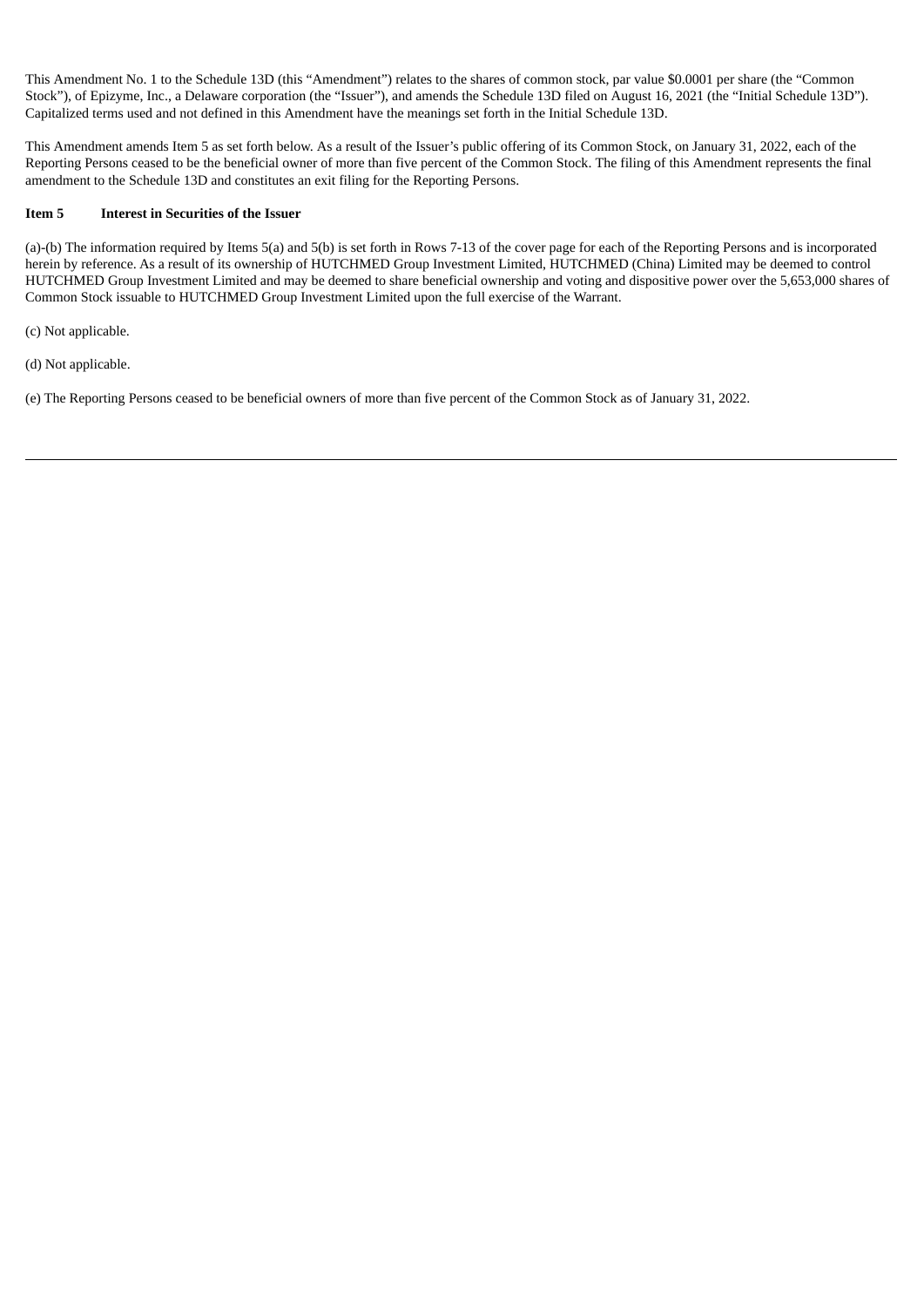This Amendment No. 1 to the Schedule 13D (this "Amendment") relates to the shares of common stock, par value $0.0001 per share (the "Common Stock"), of Epizyme, Inc., a Delaware corporation (the "Issuer"), and amends the Schedule 13D filed on August 16, 2021 (the "Initial Schedule 13D"). Capitalized terms used and not defined in this Amendment have the meanings set forth in the Initial Schedule 13D.

This Amendment amends Item 5 as set forth below. As a result of the Issuer's public offering of its Common Stock, on January 31, 2022, each of the Reporting Persons ceased to be the beneficial owner of more than five percent of the Common Stock. The filing of this Amendment represents the final amendment to the Schedule 13D and constitutes an exit filing for the Reporting Persons.

**Item 5 Interest in Securities of the Issuer**

(a)-(b) The information required by Items 5(a) and 5(b) is set forth in Rows 7-13 of the cover page for each of the Reporting Persons and is incorporated herein by reference. As a result of its ownership of HUTCHMED Group Investment Limited, HUTCHMED (China) Limited may be deemed to control HUTCHMED Group Investment Limited and may be deemed to share beneficial ownership and voting and dispositive power over the 5,653,000 shares of Common Stock issuable to HUTCHMED Group Investment Limited upon the full exercise of the Warrant.

(c) Not applicable.

(d) Not applicable.

(e) The Reporting Persons ceased to be beneficial owners of more than five percent of the Common Stock as of January 31, 2022.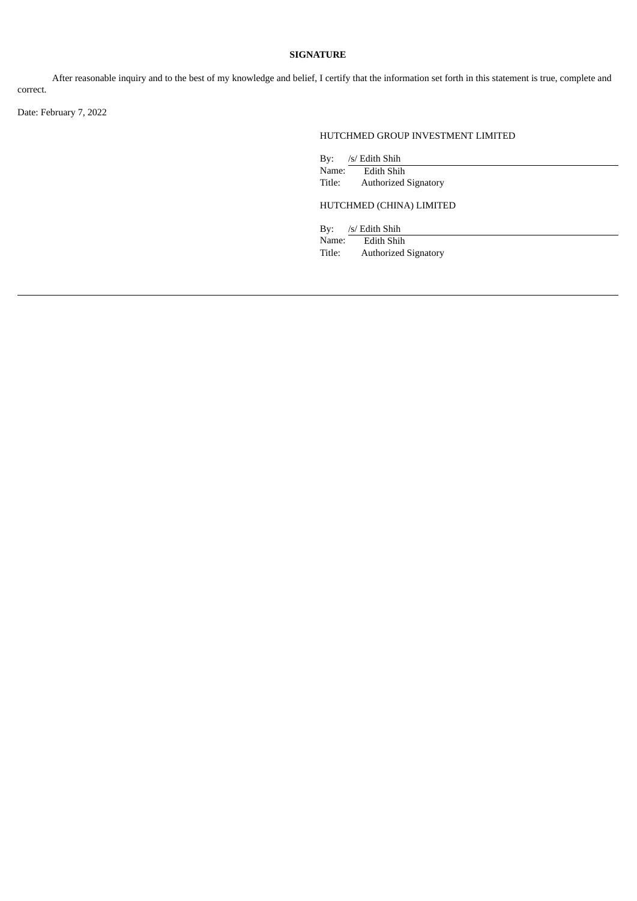**SIGNATURE**

After reasonable inquiry and to the best of my knowledge and belief, I certify that the information set forth in this statement is true, complete and correct.

Date: February 7, 2022

HUTCHMED GROUP INVESTMENT LIMITED

By: /s/ Edith Shih
Name: Edith Shih
Title: Authorized Signatory

HUTCHMED (CHINA) LIMITED

By: /s/ Edith Shih
Name: Edith Shih
Title: Authorized Signatory